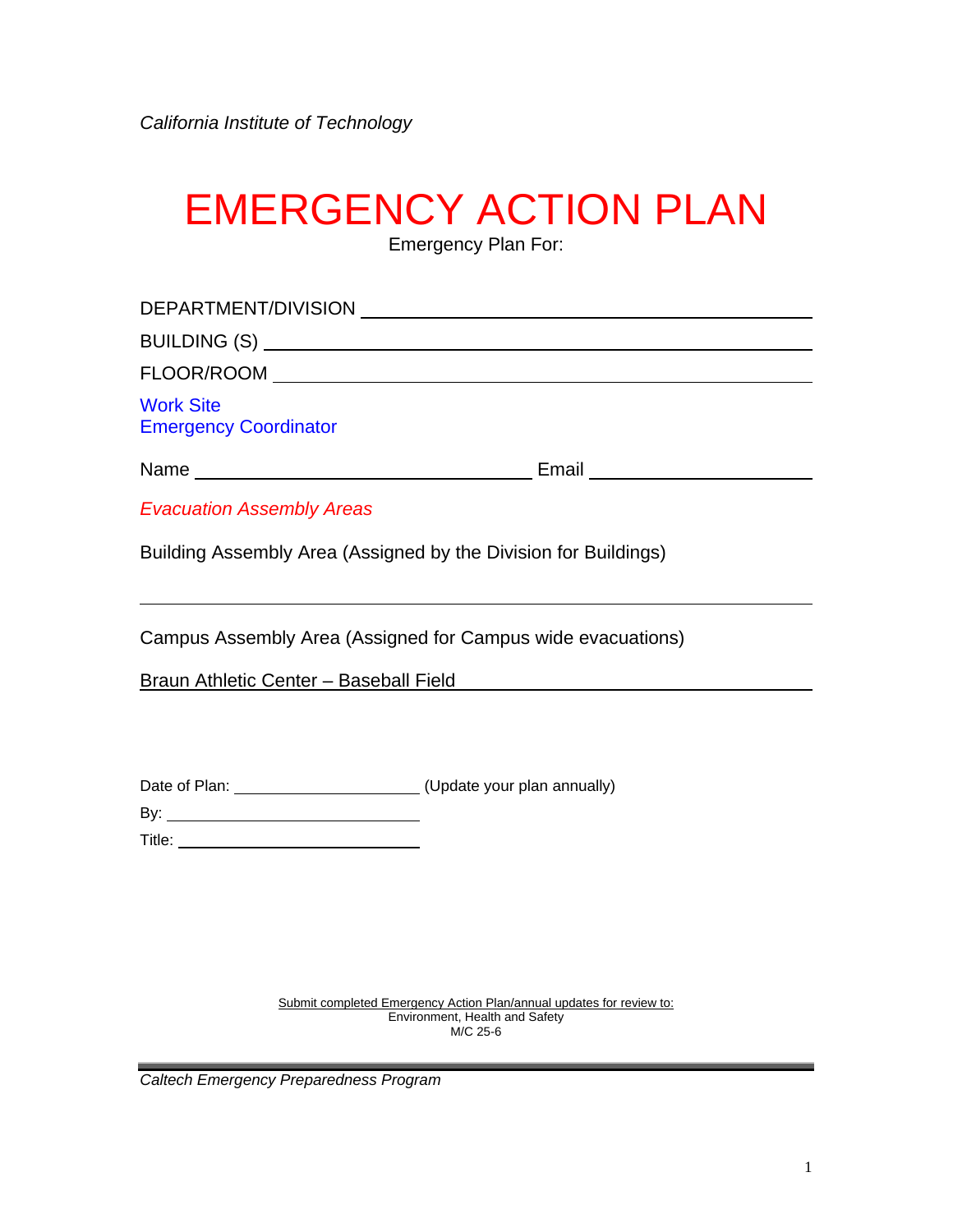*California Institute of Technology*

# EMERGENCY ACTION PLAN

Emergency Plan For:

DEPARTMENT/DIVISION ______________________________

BUILDING (S) ______________________________

FLOOR/ROOM ______________________________

Work Site
Emergency Coordinator

Name ______________________________ Email ______________________________

*Evacuation Assembly Areas*

Building Assembly Area (Assigned by the Division for Buildings)

______________________________

Campus Assembly Area (Assigned for Campus wide evacuations)

Braun Athletic Center – Baseball Field

Date of Plan: ____________________ (Update your plan annually)

By: ______________________________

Title: ______________________________

Submit completed Emergency Action Plan/annual updates for review to:
Environment, Health and Safety
M/C 25-6

*Caltech Emergency Preparedness Program*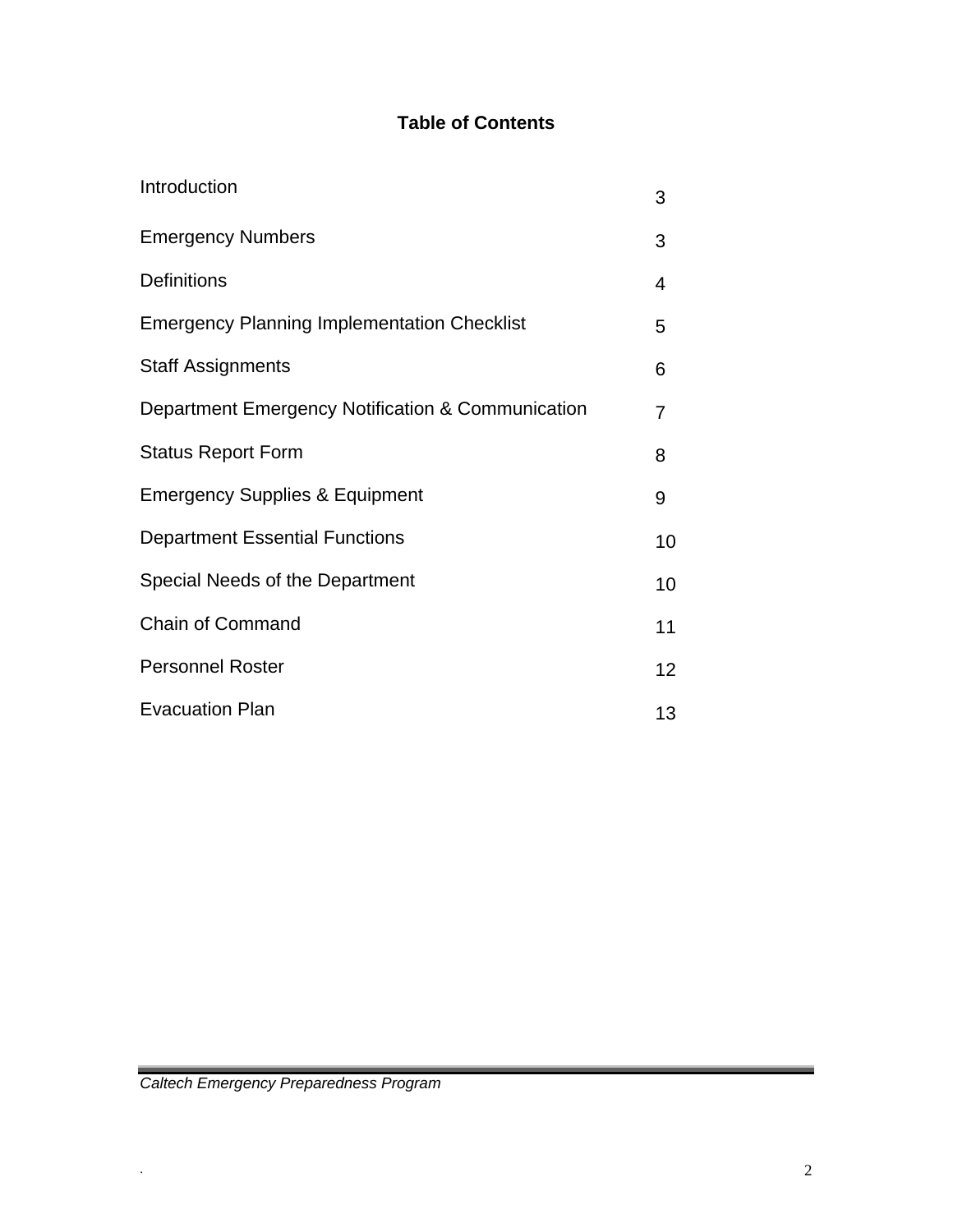# Table of Contents

| | |
|---|---|
| Introduction | 3 |
| Emergency Numbers | 3 |
| Definitions | 4 |
| Emergency Planning Implementation Checklist | 5 |
| Staff Assignments | 6 |
| Department Emergency Notification & Communication | 7 |
| Status Report Form | 8 |
| Emergency Supplies & Equipment | 9 |
| Department Essential Functions | 10 |
| Special Needs of the Department | 10 |
| Chain of Command | 11 |
| Personnel Roster | 12 |
| Evacuation Plan | 13 |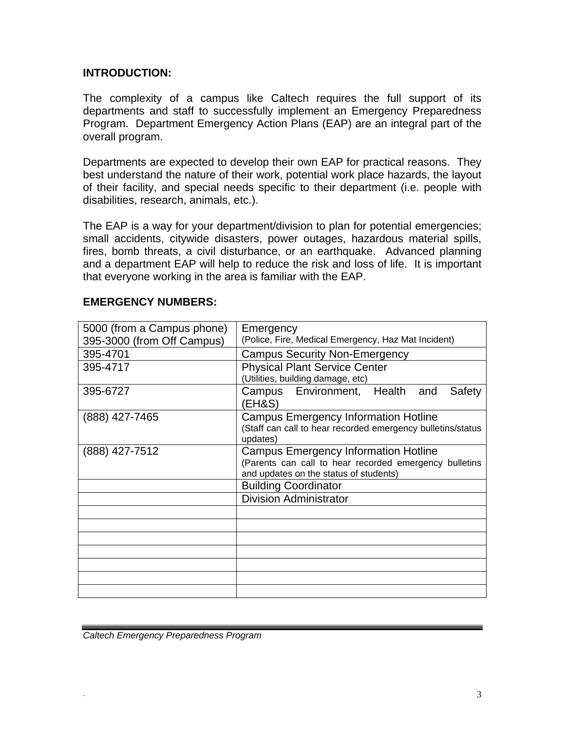**INTRODUCTION:**

The complexity of a campus like Caltech requires the full support of its departments and staff to successfully implement an Emergency Preparedness Program. Department Emergency Action Plans (EAP) are an integral part of the overall program.

Departments are expected to develop their own EAP for practical reasons. They best understand the nature of their work, potential work place hazards, the layout of their facility, and special needs specific to their department (i.e. people with disabilities, research, animals, etc.).

The EAP is a way for your department/division to plan for potential emergencies; small accidents, citywide disasters, power outages, hazardous material spills, fires, bomb threats, a civil disturbance, or an earthquake. Advanced planning and a department EAP will help to reduce the risk and loss of life. It is important that everyone working in the area is familiar with the EAP.

**EMERGENCY NUMBERS:**

| | |
|---|---|
| 5000 (from a Campus phone)<br>395-3000 (from Off Campus) | Emergency<br>(Police, Fire, Medical Emergency, Haz Mat Incident) |
| 395-4701 | Campus Security Non-Emergency |
| 395-4717 | Physical Plant Service Center<br>(Utilities, building damage, etc) |
| 395-6727 | Campus Environment, Health and Safety (EH&S) |
| (888) 427-7465 | Campus Emergency Information Hotline<br>(Staff can call to hear recorded emergency bulletins/status updates) |
| (888) 427-7512 | Campus Emergency Information Hotline<br>(Parents can call to hear recorded emergency bulletins and updates on the status of students) |
| | Building Coordinator |
| | Division Administrator |
| | |
| | |
| | |
| | |
| | |
| | |
| | |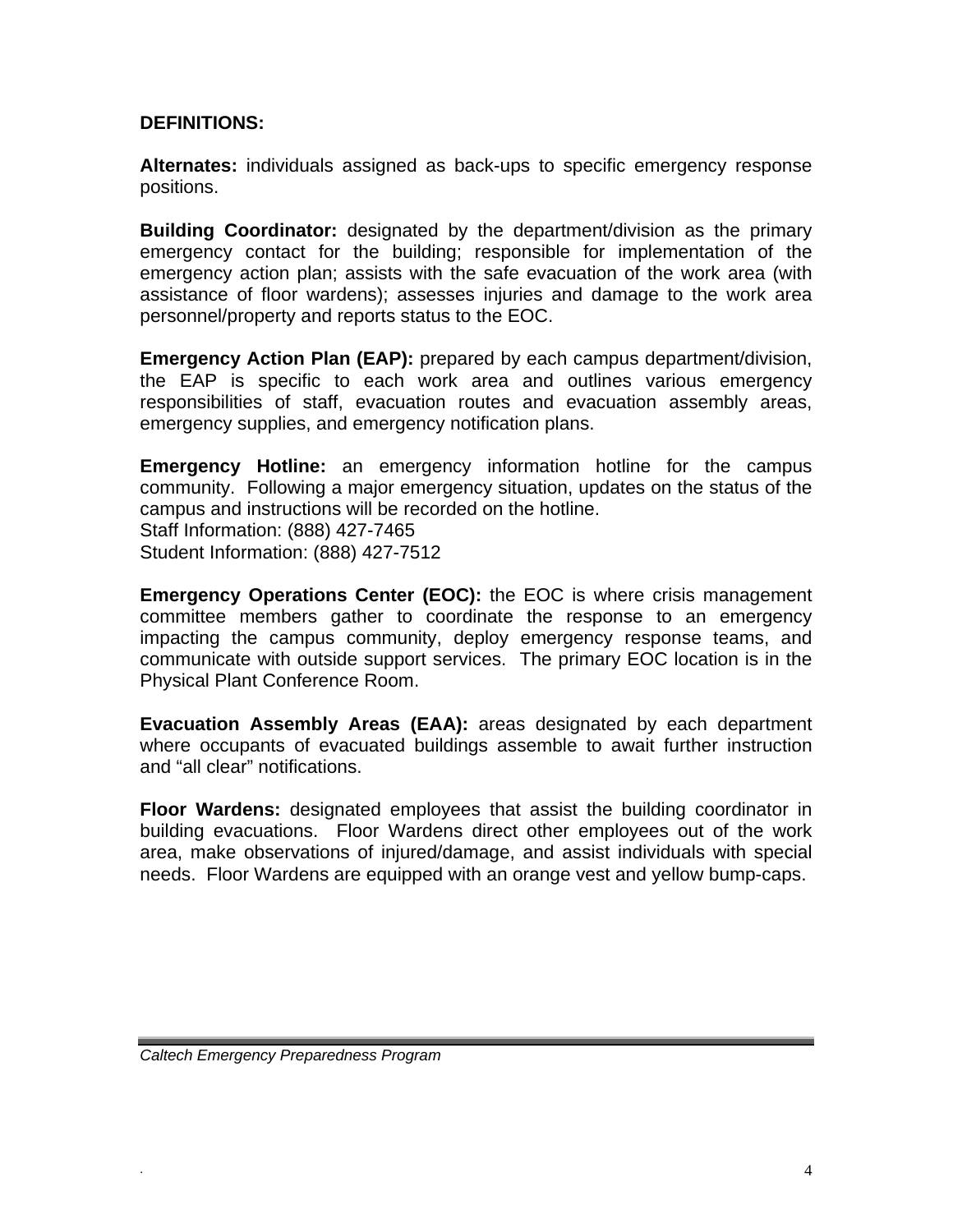**DEFINITIONS:**

**Alternates:** individuals assigned as back-ups to specific emergency response positions.

**Building Coordinator:** designated by the department/division as the primary emergency contact for the building; responsible for implementation of the emergency action plan; assists with the safe evacuation of the work area (with assistance of floor wardens); assesses injuries and damage to the work area personnel/property and reports status to the EOC.

**Emergency Action Plan (EAP):** prepared by each campus department/division, the EAP is specific to each work area and outlines various emergency responsibilities of staff, evacuation routes and evacuation assembly areas, emergency supplies, and emergency notification plans.

**Emergency Hotline:** an emergency information hotline for the campus community. Following a major emergency situation, updates on the status of the campus and instructions will be recorded on the hotline.
Staff Information: (888) 427-7465
Student Information: (888) 427-7512

**Emergency Operations Center (EOC):** the EOC is where crisis management committee members gather to coordinate the response to an emergency impacting the campus community, deploy emergency response teams, and communicate with outside support services. The primary EOC location is in the Physical Plant Conference Room.

**Evacuation Assembly Areas (EAA):** areas designated by each department where occupants of evacuated buildings assemble to await further instruction and "all clear" notifications.

**Floor Wardens:** designated employees that assist the building coordinator in building evacuations. Floor Wardens direct other employees out of the work area, make observations of injured/damage, and assist individuals with special needs. Floor Wardens are equipped with an orange vest and yellow bump-caps.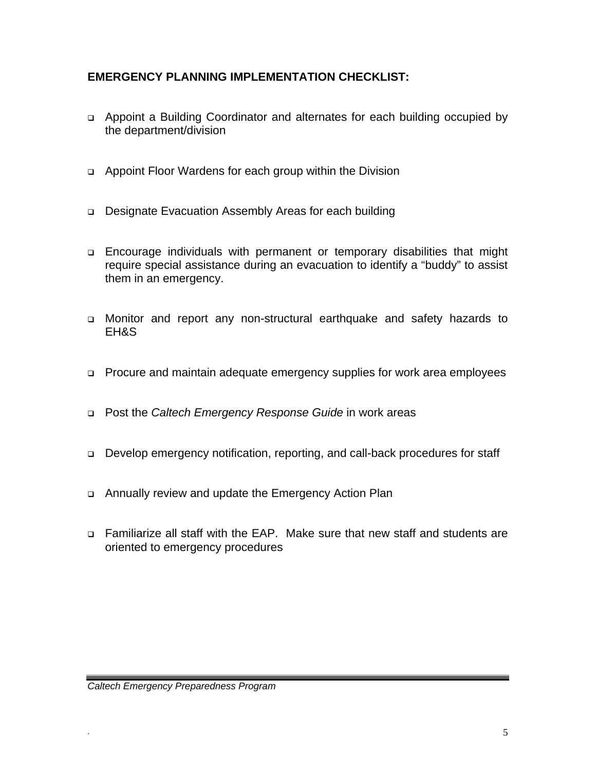**EMERGENCY PLANNING IMPLEMENTATION CHECKLIST:**

- Appoint a Building Coordinator and alternates for each building occupied by the department/division
- Appoint Floor Wardens for each group within the Division
- Designate Evacuation Assembly Areas for each building
- Encourage individuals with permanent or temporary disabilities that might require special assistance during an evacuation to identify a "buddy" to assist them in an emergency.
- Monitor and report any non-structural earthquake and safety hazards to EH&S
- Procure and maintain adequate emergency supplies for work area employees
- Post the *Caltech Emergency Response Guide* in work areas
- Develop emergency notification, reporting, and call-back procedures for staff
- Annually review and update the Emergency Action Plan
- Familiarize all staff with the EAP. Make sure that new staff and students are oriented to emergency procedures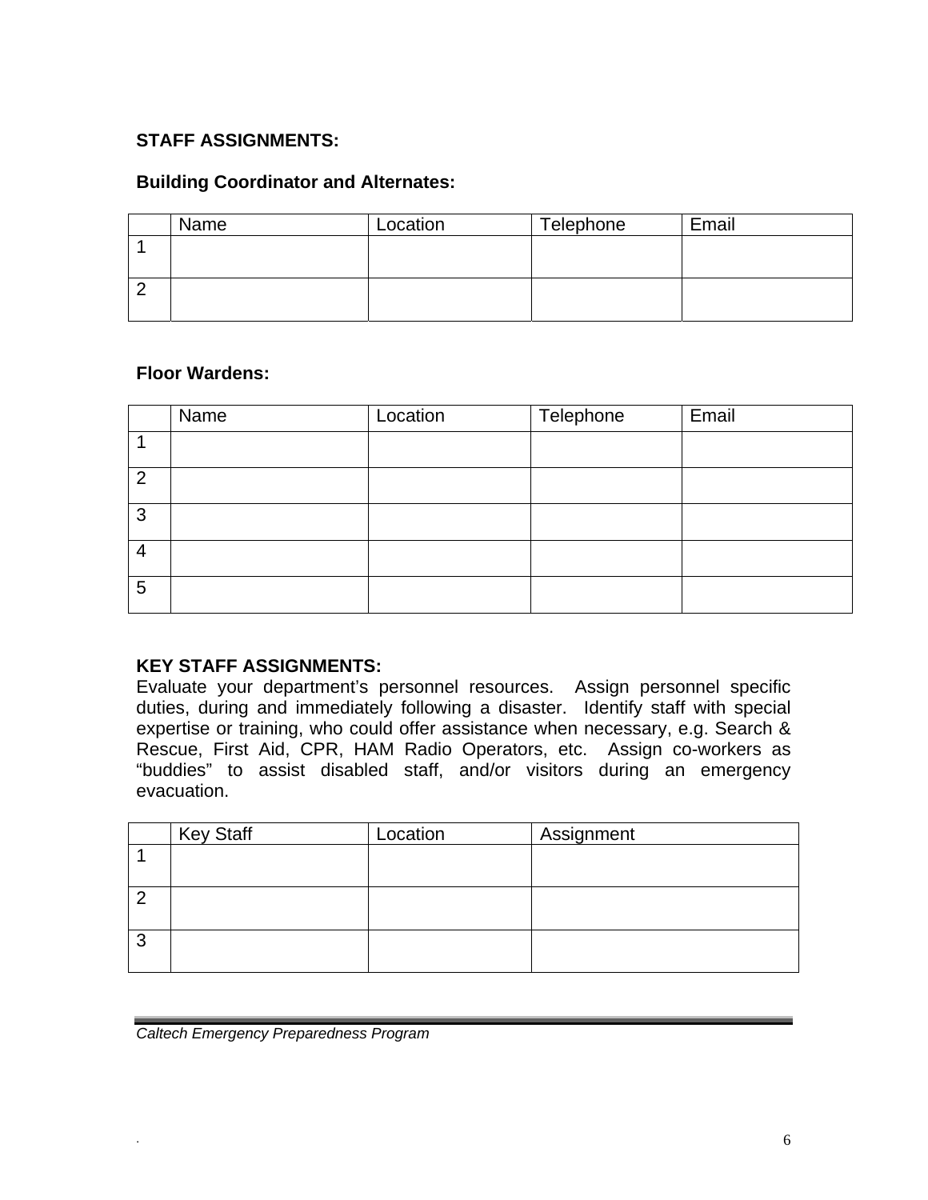**STAFF ASSIGNMENTS:**

**Building Coordinator and Alternates:**

| | Name | Location | Telephone | Email |
|---|---|---|---|---|
| 1 | | | | |
| 2 | | | | |

**Floor Wardens:**

| | Name | Location | Telephone | Email |
|---|---|---|---|---|
| 1 | | | | |
| 2 | | | | |
| 3 | | | | |
| 4 | | | | |
| 5 | | | | |

**KEY STAFF ASSIGNMENTS:**

Evaluate your department's personnel resources. Assign personnel specific duties, during and immediately following a disaster. Identify staff with special expertise or training, who could offer assistance when necessary, e.g. Search & Rescue, First Aid, CPR, HAM Radio Operators, etc. Assign co-workers as "buddies" to assist disabled staff, and/or visitors during an emergency evacuation.

| | Key Staff | Location | Assignment |
|---|---|---|---|
| 1 | | | |
| 2 | | | |
| 3 | | | |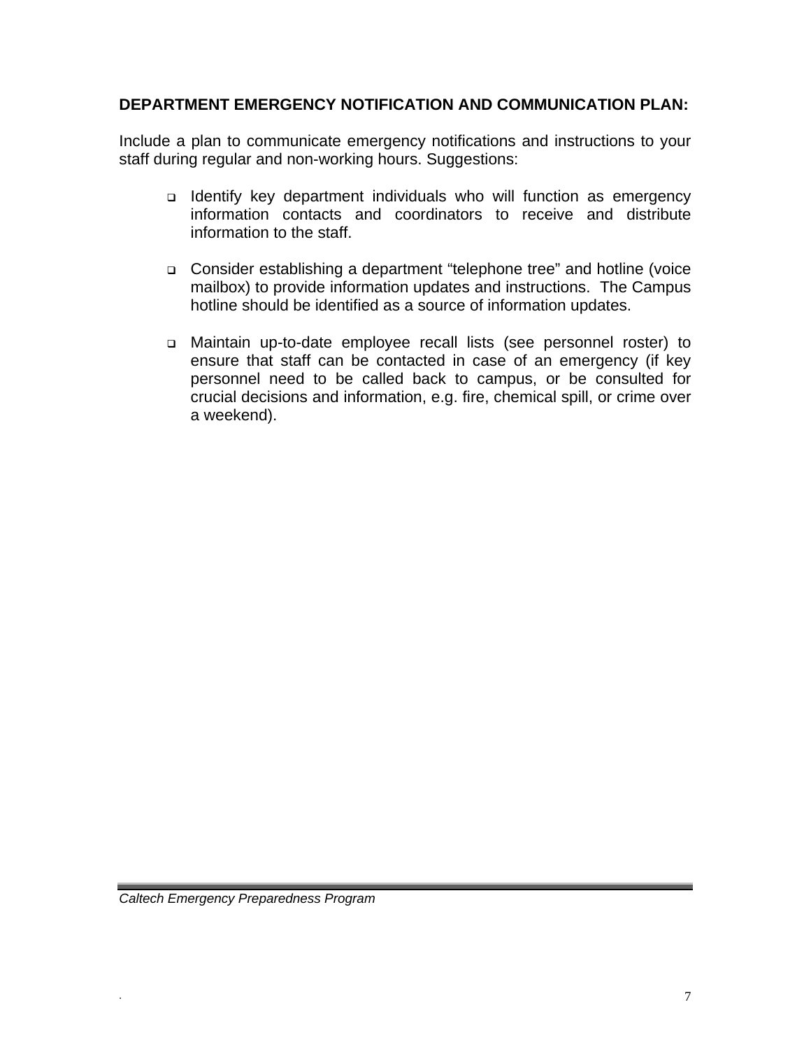**DEPARTMENT EMERGENCY NOTIFICATION AND COMMUNICATION PLAN:**

Include a plan to communicate emergency notifications and instructions to your staff during regular and non-working hours. Suggestions:

- Identify key department individuals who will function as emergency information contacts and coordinators to receive and distribute information to the staff.
- Consider establishing a department “telephone tree” and hotline (voice mailbox) to provide information updates and instructions. The Campus hotline should be identified as a source of information updates.
- Maintain up-to-date employee recall lists (see personnel roster) to ensure that staff can be contacted in case of an emergency (if key personnel need to be called back to campus, or be consulted for crucial decisions and information, e.g. fire, chemical spill, or crime over a weekend).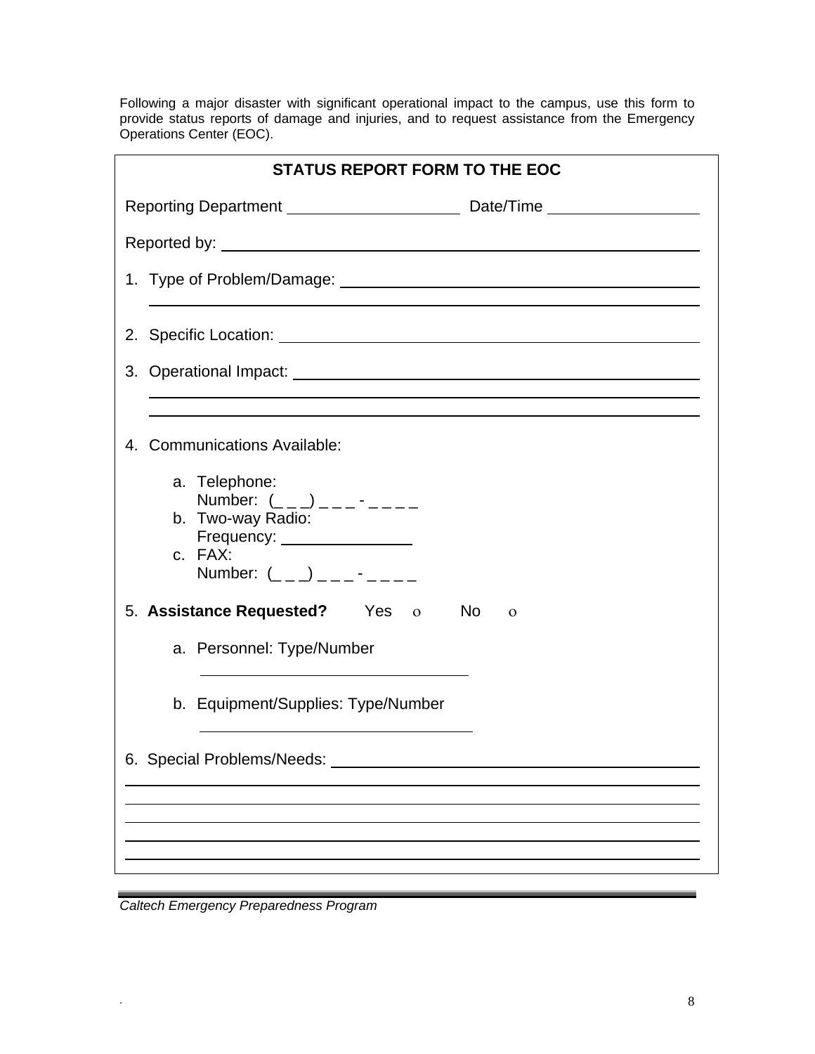Following a major disaster with significant operational impact to the campus, use this form to provide status reports of damage and injuries, and to request assistance from the Emergency Operations Center (EOC).

## STATUS REPORT FORM TO THE EOC

Reporting Department ____________________ Date/Time __________________

Reported by: ____________________________________________________________

1. Type of Problem/Damage: ____________________________________________
   ______________________________________________________________________

2. Specific Location: _________________________________________________

3. Operational Impact: ________________________________________________
   ______________________________________________________________________
   ______________________________________________________________________

4. Communications Available:

   a. Telephone:
      Number: (_ _ _) _ _ _ - _ _ _ _
   b. Two-way Radio:
      Frequency: ________________
   c. FAX:
      Number: (_ _ _) _ _ _ - _ _ _ _

5. **Assistance Requested?** Yes ο No ο

   a. Personnel: Type/Number

      ________________________________

   b. Equipment/Supplies: Type/Number

      ________________________________

6. Special Problems/Needs: ____________________________________________
   ______________________________________________________________________
   ______________________________________________________________________
   ______________________________________________________________________
   ______________________________________________________________________
   ______________________________________________________________________

*Caltech Emergency Preparedness Program*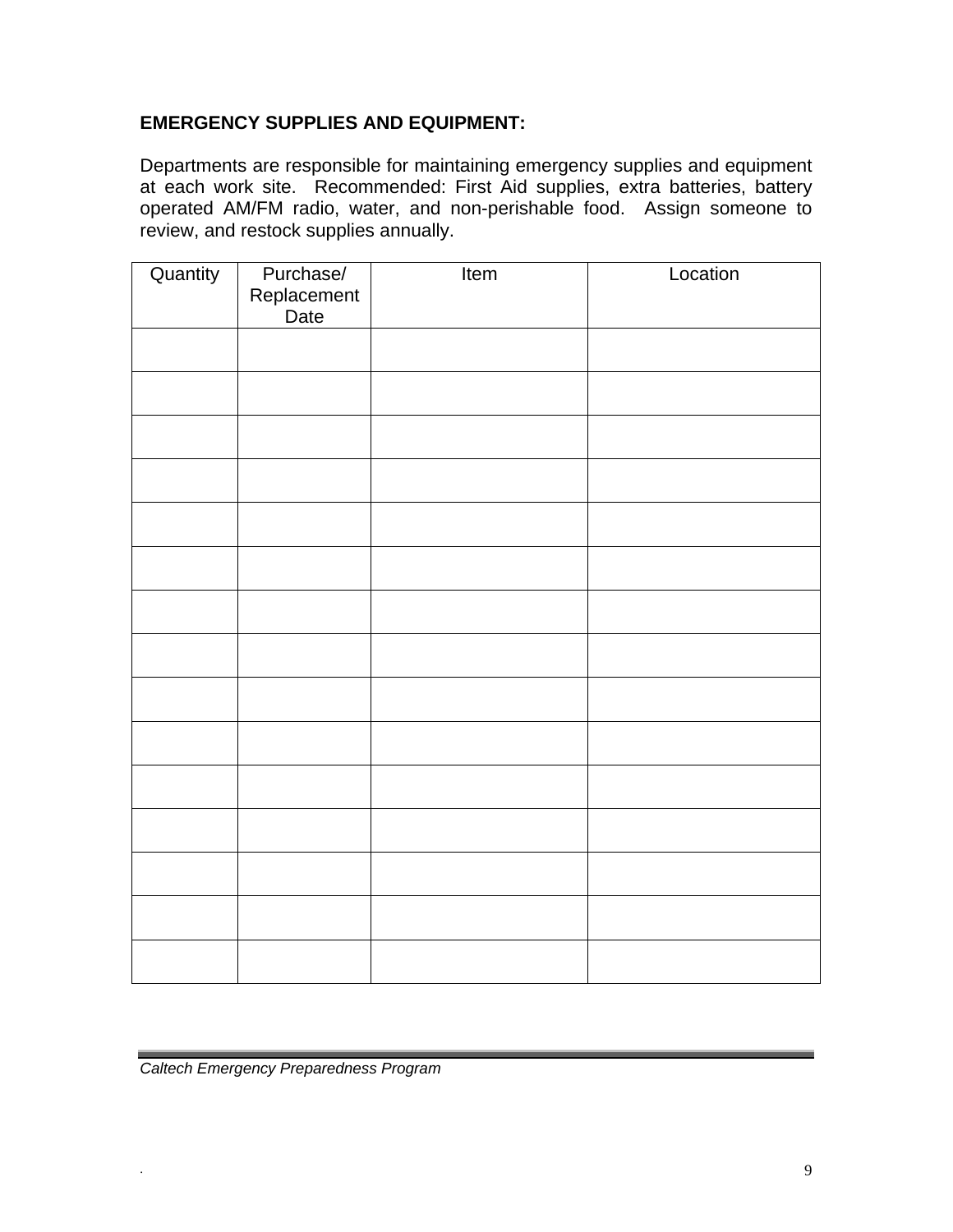**EMERGENCY SUPPLIES AND EQUIPMENT:**

Departments are responsible for maintaining emergency supplies and equipment at each work site. Recommended: First Aid supplies, extra batteries, battery operated AM/FM radio, water, and non-perishable food. Assign someone to review, and restock supplies annually.

| Quantity | Purchase/ Replacement Date | Item | Location |
|---|---|---|---|
| | | | |
| | | | |
| | | | |
| | | | |
| | | | |
| | | | |
| | | | |
| | | | |
| | | | |
| | | | |
| | | | |
| | | | |
| | | | |
| | | | |
| | | | |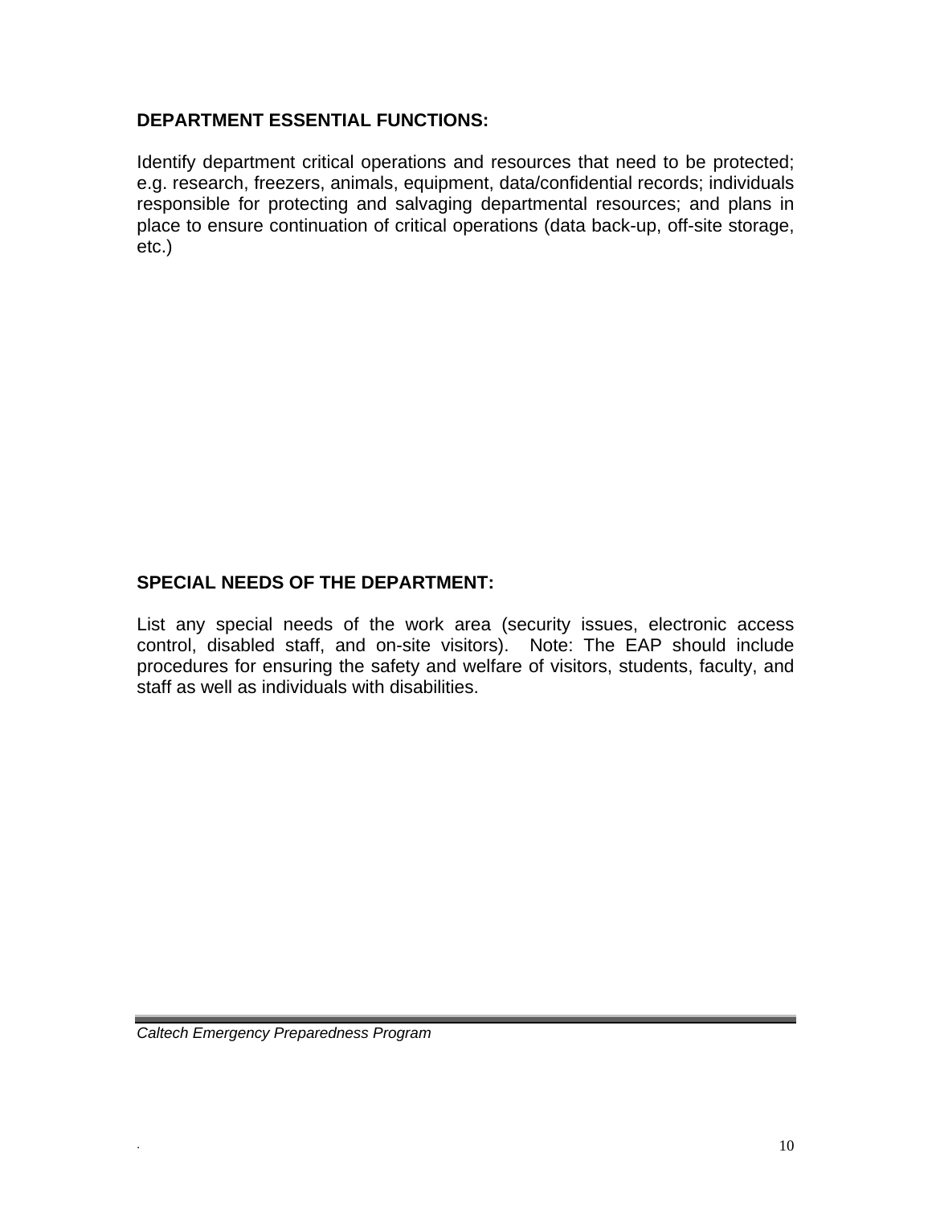**DEPARTMENT ESSENTIAL FUNCTIONS:**

Identify department critical operations and resources that need to be protected; e.g. research, freezers, animals, equipment, data/confidential records; individuals responsible for protecting and salvaging departmental resources; and plans in place to ensure continuation of critical operations (data back-up, off-site storage, etc.)

**SPECIAL NEEDS OF THE DEPARTMENT:**

List any special needs of the work area (security issues, electronic access control, disabled staff, and on-site visitors). Note: The EAP should include procedures for ensuring the safety and welfare of visitors, students, faculty, and staff as well as individuals with disabilities.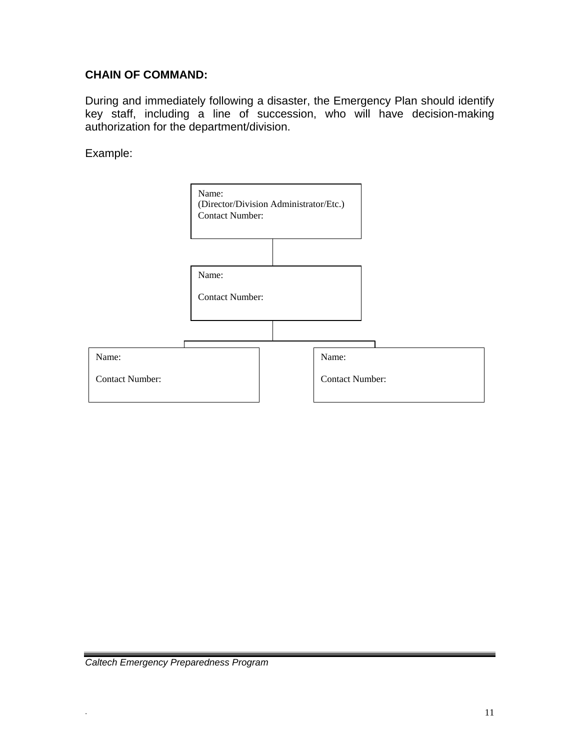**CHAIN OF COMMAND:**

During and immediately following a disaster, the Emergency Plan should identify key staff, including a line of succession, who will have decision-making authorization for the department/division.

Example:

Name:
(Director/Division Administrator/Etc.)
Contact Number:

Name:

Contact Number:

Name:

Contact Number:

Name:

Contact Number:

*Caltech Emergency Preparedness Program*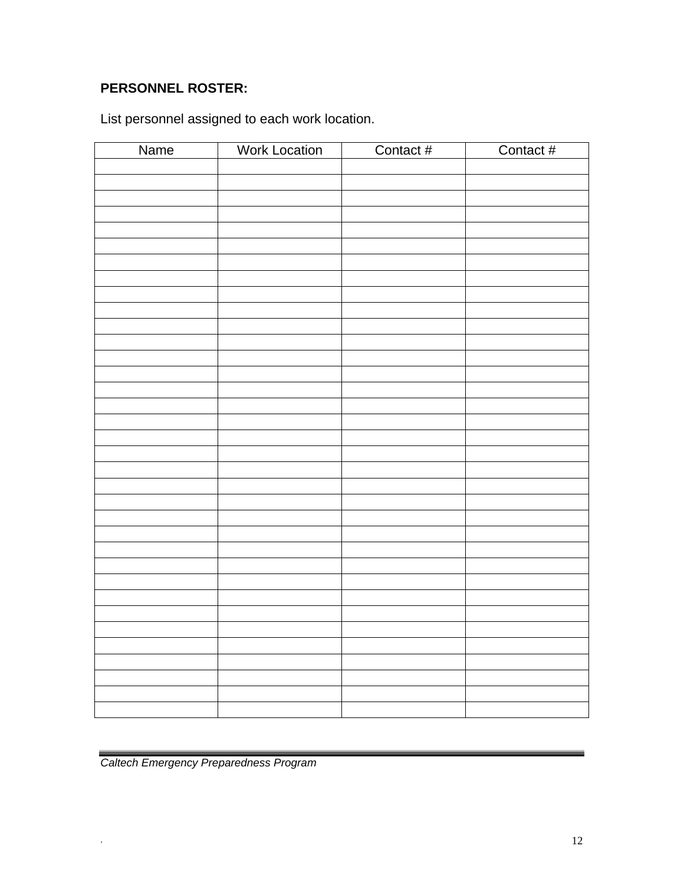**PERSONNEL ROSTER:**

List personnel assigned to each work location.

| Name | Work Location | Contact # | Contact # |
|---|---|---|---|
| | | | |
| | | | |
| | | | |
| | | | |
| | | | |
| | | | |
| | | | |
| | | | |
| | | | |
| | | | |
| | | | |
| | | | |
| | | | |
| | | | |
| | | | |
| | | | |
| | | | |
| | | | |
| | | | |
| | | | |
| | | | |
| | | | |
| | | | |
| | | | |
| | | | |
| | | | |
| | | | |
| | | | |
| | | | |
| | | | |
| | | | |
| | | | |
| | | | |
| | | | |
| | | | |
| | | | |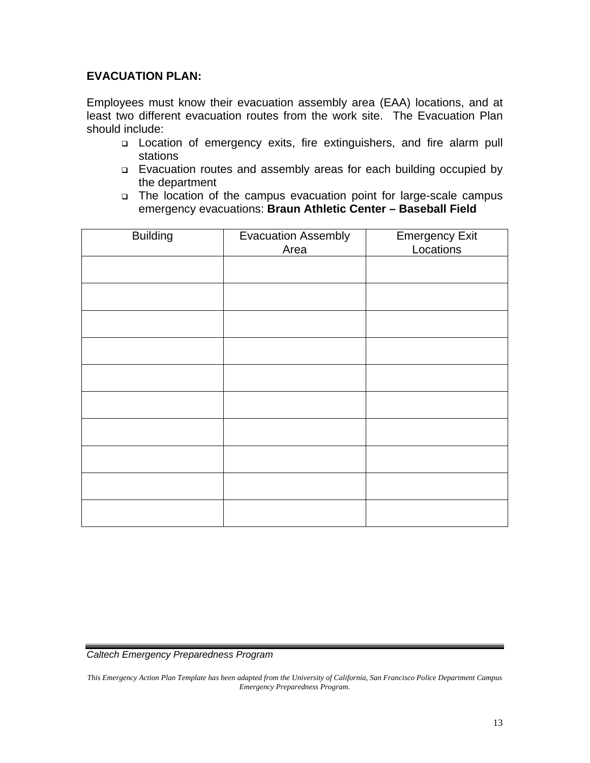## EVACUATION PLAN:

Employees must know their evacuation assembly area (EAA) locations, and at least two different evacuation routes from the work site. The Evacuation Plan should include:

- Location of emergency exits, fire extinguishers, and fire alarm pull stations
- Evacuation routes and assembly areas for each building occupied by the department
- The location of the campus evacuation point for large-scale campus emergency evacuations: **Braun Athletic Center – Baseball Field**

| Building | Evacuation Assembly Area | Emergency Exit Locations |
|---|---|---|
| | | |
| | | |
| | | |
| | | |
| | | |
| | | |
| | | |
| | | |
| | | |
| | | |

*Caltech Emergency Preparedness Program*

*This Emergency Action Plan Template has been adapted from the University of California, San Francisco Police Department Campus Emergency Preparedness Program.*